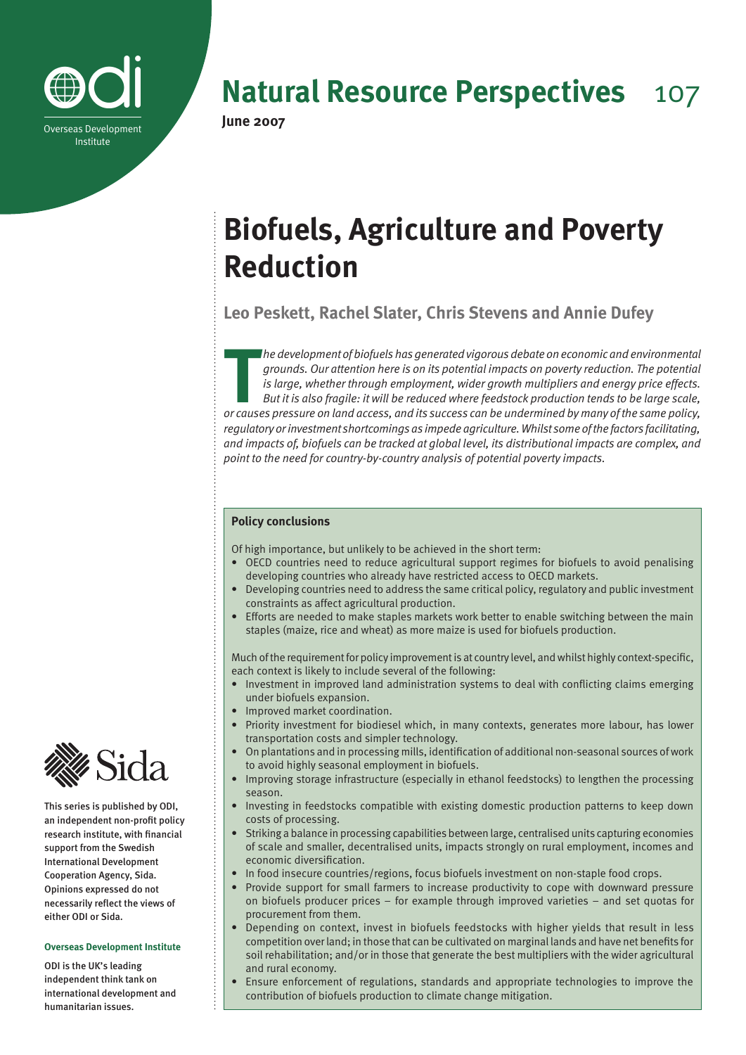**Natural Resource Perspectives** 107

**June 2007**

# Biofuels, Agriculture and Poverty Reduction

## Leo Peskett, Rachel Slater, Chris Stevens and Annie Dufey

*The development of biofuels has generated vigorous debate on economic and environmental grounds. Our attention here is on its potential impacts on poverty reduction. The potential is large, whether through employment, wider growth multipliers and energy price effects. But it is also fragile: it will be reduced where feedstock production tends to be large scale, or causes pressure on land access, and its success can be undermined by many of the same policy, regulatory or investment shortcomings as impede agriculture. Whilst some of the factors facilitating, and impacts of, biofuels can be tracked at global level, its distributional impacts are complex, and point to the need for country-by-country analysis of potential poverty impacts.*

### Policy conclusions

Of high importance, but unlikely to be achieved in the short term:

- OECD countries need to reduce agricultural support regimes for biofuels to avoid penalising developing countries who already have restricted access to OECD markets.
- Developing countries need to address the same critical policy, regulatory and public investment constraints as affect agricultural production.
- Efforts are needed to make staples markets work better to enable switching between the main staples (maize, rice and wheat) as more maize is used for biofuels production.

Much of the requirement for policy improvement is at country level, and whilst highly context-specific, each context is likely to include several of the following:

- Investment in improved land administration systems to deal with conflicting claims emerging under biofuels expansion.
- Improved market coordination.
- Priority investment for biodiesel which, in many contexts, generates more labour, has lower transportation costs and simpler technology.
- On plantations and in processing mills, identification of additional non-seasonal sources of work to avoid highly seasonal employment in biofuels.
- Improving storage infrastructure (especially in ethanol feedstocks) to lengthen the processing season.
- Investing in feedstocks compatible with existing domestic production patterns to keep down costs of processing.
- Striking a balance in processing capabilities between large, centralised units capturing economies of scale and smaller, decentralised units, impacts strongly on rural employment, incomes and economic diversification.
- In food insecure countries/regions, focus biofuels investment on non-staple food crops.
- Provide support for small farmers to increase productivity to cope with downward pressure on biofuels producer prices – for example through improved varieties – and set quotas for procurement from them.
- Depending on context, invest in biofuels feedstocks with higher yields that result in less competition over land; in those that can be cultivated on marginal lands and have net benefits for soil rehabilitation; and/or in those that generate the best multipliers with the wider agricultural and rural economy.
- Ensure enforcement of regulations, standards and appropriate technologies to improve the contribution of biofuels production to climate change mitigation.

This series is published by ODI, an independent non-profit policy research institute, with financial support from the Swedish International Development Cooperation Agency, Sida. Opinions expressed do not necessarily reflect the views of either ODI or Sida.

**Overseas Development Institute**

ODI is the UK's leading independent think tank on international development and humanitarian issues.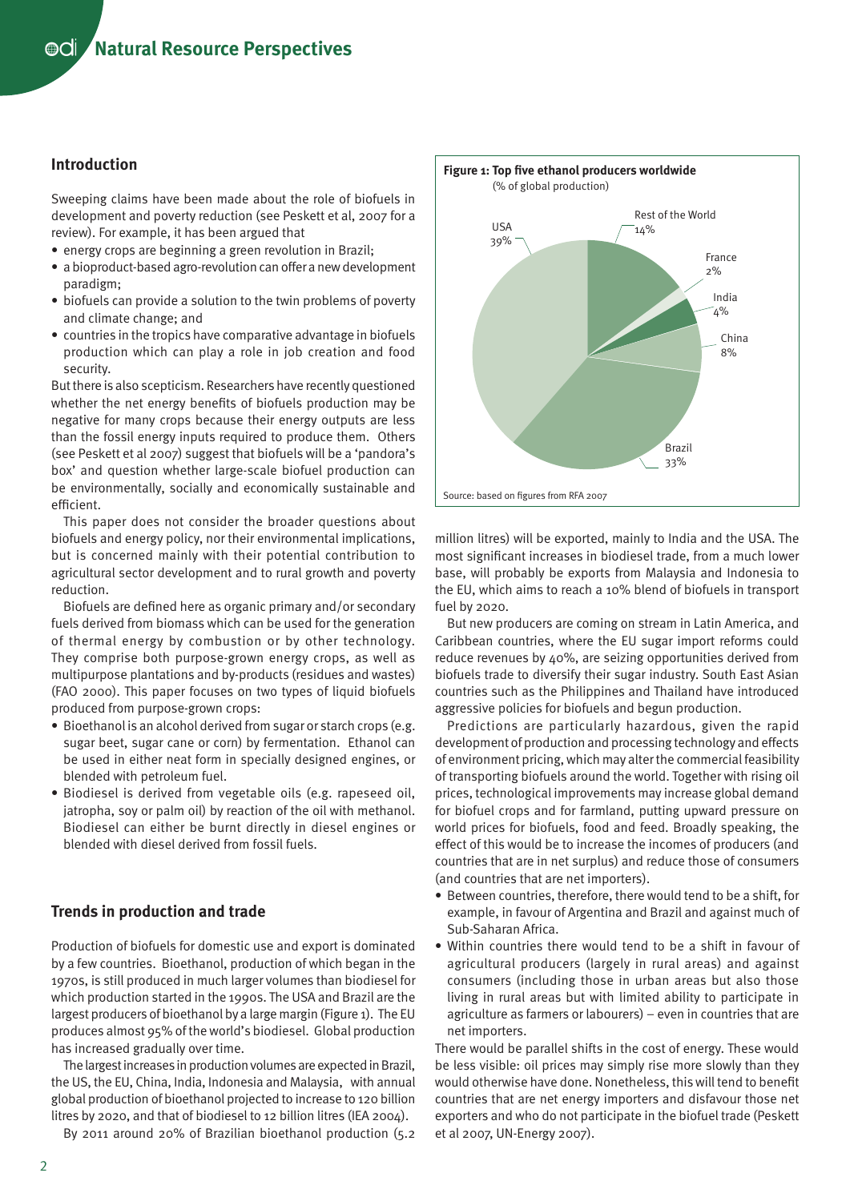## Introduction

Sweeping claims have been made about the role of biofuels in development and poverty reduction (see Peskett et al, 2007 for a review). For example, it has been argued that

- energy crops are beginning a green revolution in Brazil;
- a bioproduct-based agro-revolution can offer a new development paradigm;
- biofuels can provide a solution to the twin problems of poverty and climate change; and
- countries in the tropics have comparative advantage in biofuels production which can play a role in job creation and food security.

But there is also scepticism. Researchers have recently questioned whether the net energy benefits of biofuels production may be negative for many crops because their energy outputs are less than the fossil energy inputs required to produce them. Others (see Peskett et al 2007) suggest that biofuels will be a 'pandora's box' and question whether large-scale biofuel production can be environmentally, socially and economically sustainable and efficient.

This paper does not consider the broader questions about biofuels and energy policy, nor their environmental implications, but is concerned mainly with their potential contribution to agricultural sector development and to rural growth and poverty reduction.

Biofuels are defined here as organic primary and/or secondary fuels derived from biomass which can be used for the generation of thermal energy by combustion or by other technology. They comprise both purpose-grown energy crops, as well as multipurpose plantations and by-products (residues and wastes) (FAO 2000). This paper focuses on two types of liquid biofuels produced from purpose-grown crops:

- Bioethanol is an alcohol derived from sugar or starch crops (e.g. sugar beet, sugar cane or corn) by fermentation. Ethanol can be used in either neat form in specially designed engines, or blended with petroleum fuel.
- Biodiesel is derived from vegetable oils (e.g. rapeseed oil, jatropha, soy or palm oil) by reaction of the oil with methanol. Biodiesel can either be burnt directly in diesel engines or blended with diesel derived from fossil fuels.

## Trends in production and trade

Production of biofuels for domestic use and export is dominated by a few countries. Bioethanol, production of which began in the 1970s, is still produced in much larger volumes than biodiesel for which production started in the 1990s. The USA and Brazil are the largest producers of bioethanol by a large margin (Figure 1). The EU produces almost 95% of the world's biodiesel. Global production has increased gradually over time.

The largest increases in production volumes are expected in Brazil, the US, the EU, China, India, Indonesia and Malaysia, with annual global production of bioethanol projected to increase to 120 billion litres by 2020, and that of biodiesel to 12 billion litres (IEA 2004).

**Figure 1: Top five ethanol producers worldwide**
(% of global production)

| Country | % of global production |
|---|---|
| USA | 39% |
| Brazil | 33% |
| China | 8% |
| India | 4% |
| France | 2% |
| Rest of the World | 14% |

Source: based on figures from RFA 2007

By 2011 around 20% of Brazilian bioethanol production (5.2 million litres) will be exported, mainly to India and the USA. The most significant increases in biodiesel trade, from a much lower base, will probably be exports from Malaysia and Indonesia to the EU, which aims to reach a 10% blend of biofuels in transport fuel by 2020.

But new producers are coming on stream in Latin America, and Caribbean countries, where the EU sugar import reforms could reduce revenues by 40%, are seizing opportunities derived from biofuels trade to diversify their sugar industry. South East Asian countries such as the Philippines and Thailand have introduced aggressive policies for biofuels and begun production.

Predictions are particularly hazardous, given the rapid development of production and processing technology and effects of environment pricing, which may alter the commercial feasibility of transporting biofuels around the world. Together with rising oil prices, technological improvements may increase global demand for biofuel crops and for farmland, putting upward pressure on world prices for biofuels, food and feed. Broadly speaking, the effect of this would be to increase the incomes of producers (and countries that are in net surplus) and reduce those of consumers (and countries that are net importers).

- Between countries, therefore, there would tend to be a shift, for example, in favour of Argentina and Brazil and against much of Sub-Saharan Africa.
- Within countries there would tend to be a shift in favour of agricultural producers (largely in rural areas) and against consumers (including those in urban areas but also those living in rural areas but with limited ability to participate in agriculture as farmers or labourers) – even in countries that are net importers.

There would be parallel shifts in the cost of energy. These would be less visible: oil prices may simply rise more slowly than they would otherwise have done. Nonetheless, this will tend to benefit countries that are net energy importers and disfavour those net exporters and who do not participate in the biofuel trade (Peskett et al 2007, UN-Energy 2007).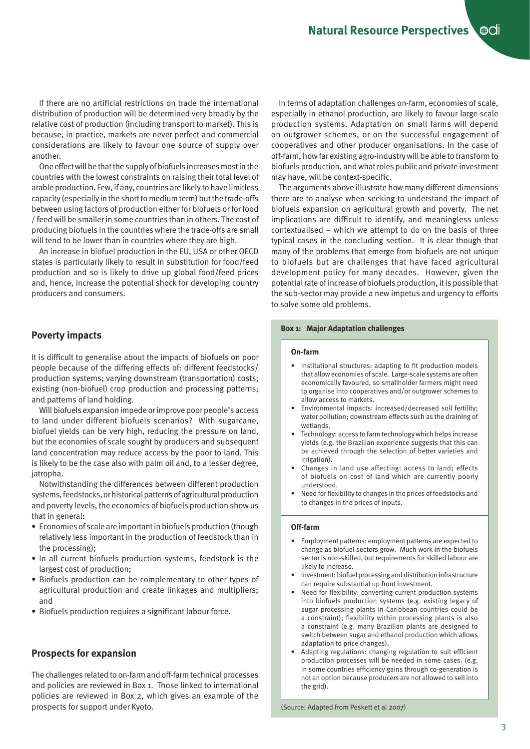If there are no artificial restrictions on trade the international distribution of production will be determined very broadly by the relative cost of production (including transport to market). This is because, in practice, markets are never perfect and commercial considerations are likely to favour one source of supply over another.

One effect will be that the supply of biofuels increases most in the countries with the lowest constraints on raising their total level of arable production. Few, if any, countries are likely to have limitless capacity (especially in the short to medium term) but the trade-offs between using factors of production either for biofuels or for food / feed will be smaller in some countries than in others. The cost of producing biofuels in the countries where the trade-offs are small will tend to be lower than in countries where they are high.

An increase in biofuel production in the EU, USA or other OECD states is particularly likely to result in substitution for food/feed production and so is likely to drive up global food/feed prices and, hence, increase the potential shock for developing country producers and consumers.

## Poverty impacts

It is difficult to generalise about the impacts of biofuels on poor people because of the differing effects of: different feedstocks/ production systems; varying downstream (transportation) costs; existing (non-biofuel) crop production and processing patterns; and patterns of land holding.

Will biofuels expansion impede or improve poor people's access to land under different biofuels scenarios? With sugarcane, biofuel yields can be very high, reducing the pressure on land, but the economies of scale sought by producers and subsequent land concentration may reduce access by the poor to land. This is likely to be the case also with palm oil and, to a lesser degree, jatropha.

Notwithstanding the differences between different production systems, feedstocks, or historical patterns of agricultural production and poverty levels, the economics of biofuels production show us that in general:

- Economies of scale are important in biofuels production (though relatively less important in the production of feedstock than in the processing);
- In all current biofuels production systems, feedstock is the largest cost of production;
- Biofuels production can be complementary to other types of agricultural production and create linkages and multipliers; and
- Biofuels production requires a significant labour force.

## Prospects for expansion

The challenges related to on-farm and off-farm technical processes and policies are reviewed in Box 1. Those linked to international policies are reviewed in Box 2, which gives an example of the prospects for support under Kyoto.

In terms of adaptation challenges on-farm, economies of scale, especially in ethanol production, are likely to favour large-scale production systems. Adaptation on small farms will depend on outgrower schemes, or on the successful engagement of cooperatives and other producer organisations. In the case of off-farm, how far existing agro-industry will be able to transform to biofuels production, and what roles public and private investment may have, will be context-specific.

The arguments above illustrate how many different dimensions there are to analyse when seeking to understand the impact of biofuels expansion on agricultural growth and poverty. The net implications are difficult to identify, and meaningless unless contextualised – which we attempt to do on the basis of three typical cases in the concluding section. It is clear though that many of the problems that emerge from biofuels are not unique to biofuels but are challenges that have faced agricultural development policy for many decades. However, given the potential rate of increase of biofuels production, it is possible that the sub-sector may provide a new impetus and urgency to efforts to solve some old problems.

**Box 1: Major Adaptation challenges**

**On-farm**

- Institutional structures: adapting to fit production models that allow economies of scale. Large-scale systems are often economically favoured, so smallholder farmers might need to organise into cooperatives and/or outgrower schemes to allow access to markets.
- Environmental impacts: increased/decreased soil fertility; water pollution; downstream effects such as the draining of wetlands.
- Technology: access to farm technology which helps increase yields (e.g. the Brazilian experience suggests that this can be achieved through the selection of better varieties and irrigation).
- Changes in land use affecting: access to land; effects of biofuels on cost of land which are currently poorly understood.
- Need for flexibility to changes in the prices of feedstocks and to changes in the prices of inputs.

**Off-farm**

- Employment patterns: employment patterns are expected to change as biofuel sectors grow. Much work in the biofuels sector is non-skilled, but requirements for skilled labour are likely to increase.
- Investment: biofuel processing and distribution infrastructure can require substantial up front investment.
- Need for flexibility: converting current production systems into biofuels production systems (e.g. existing legacy of sugar processing plants in Caribbean countries could be a constraint); flexibility within processing plants is also a constraint (e.g. many Brazilian plants are designed to switch between sugar and ethanol production which allows adaptation to price changes).
- Adapting regulations: changing regulation to suit efficient production processes will be needed in some cases. (e.g. in some countries efficiency gains through co-generation is not an option because producers are not allowed to sell into the grid).

(Source: Adapted from Peskett et al 2007)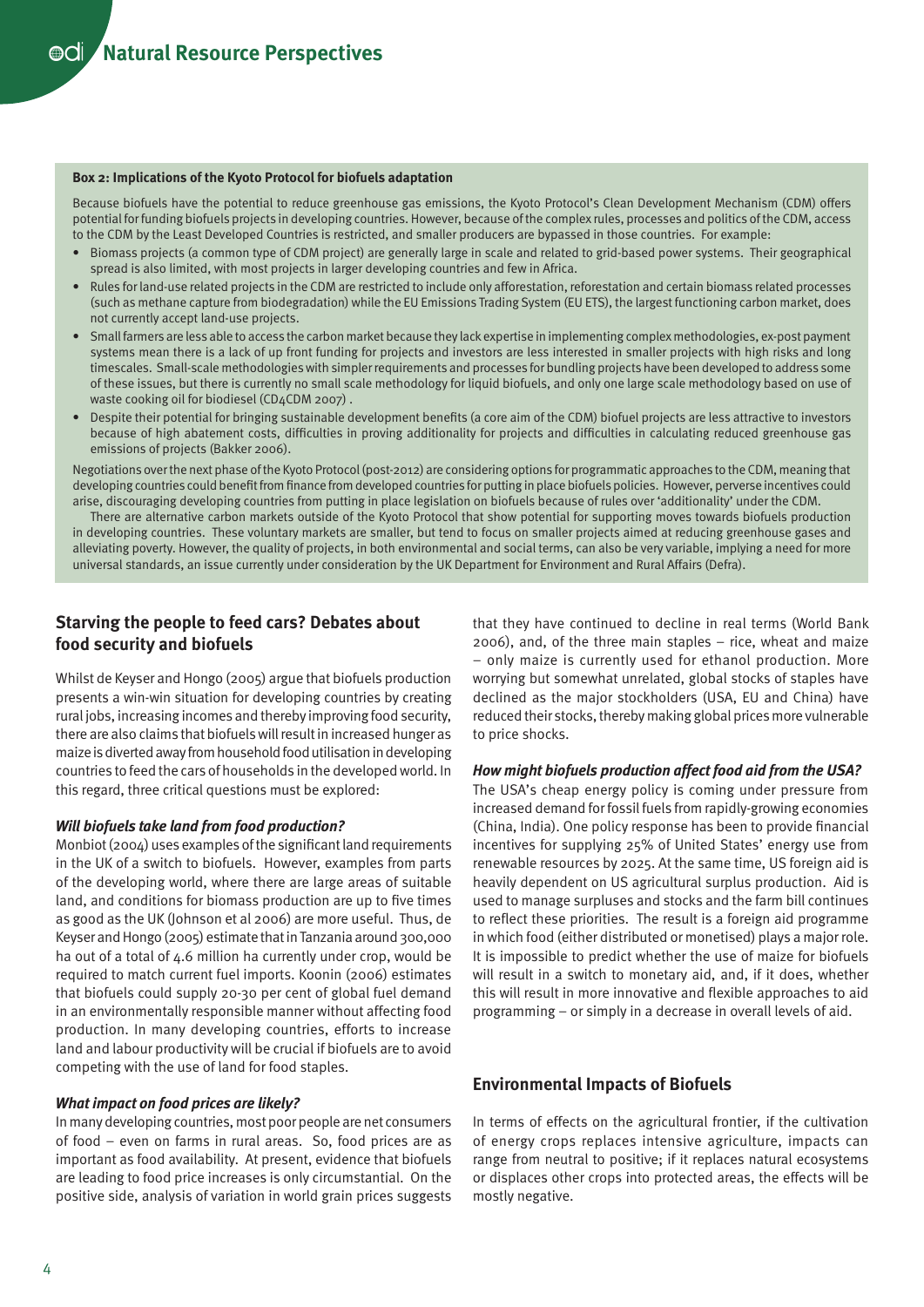**Box 2: Implications of the Kyoto Protocol for biofuels adaptation**

Because biofuels have the potential to reduce greenhouse gas emissions, the Kyoto Protocol's Clean Development Mechanism (CDM) offers potential for funding biofuels projects in developing countries. However, because of the complex rules, processes and politics of the CDM, access to the CDM by the Least Developed Countries is restricted, and smaller producers are bypassed in those countries. For example:

- Biomass projects (a common type of CDM project) are generally large in scale and related to grid-based power systems. Their geographical spread is also limited, with most projects in larger developing countries and few in Africa.
- Rules for land-use related projects in the CDM are restricted to include only afforestation, reforestation and certain biomass related processes (such as methane capture from biodegradation) while the EU Emissions Trading System (EU ETS), the largest functioning carbon market, does not currently accept land-use projects.
- Small farmers are less able to access the carbon market because they lack expertise in implementing complex methodologies, ex-post payment systems mean there is a lack of up front funding for projects and investors are less interested in smaller projects with high risks and long timescales. Small-scale methodologies with simpler requirements and processes for bundling projects have been developed to address some of these issues, but there is currently no small scale methodology for liquid biofuels, and only one large scale methodology based on use of waste cooking oil for biodiesel (CD4CDM 2007) .
- Despite their potential for bringing sustainable development benefits (a core aim of the CDM) biofuel projects are less attractive to investors because of high abatement costs, difficulties in proving additionality for projects and difficulties in calculating reduced greenhouse gas emissions of projects (Bakker 2006).

Negotiations over the next phase of the Kyoto Protocol (post-2012) are considering options for programmatic approaches to the CDM, meaning that developing countries could benefit from finance from developed countries for putting in place biofuels policies. However, perverse incentives could arise, discouraging developing countries from putting in place legislation on biofuels because of rules over 'additionality' under the CDM.

There are alternative carbon markets outside of the Kyoto Protocol that show potential for supporting moves towards biofuels production in developing countries. These voluntary markets are smaller, but tend to focus on smaller projects aimed at reducing greenhouse gases and alleviating poverty. However, the quality of projects, in both environmental and social terms, can also be very variable, implying a need for more universal standards, an issue currently under consideration by the UK Department for Environment and Rural Affairs (Defra).

## Starving the people to feed cars? Debates about food security and biofuels

Whilst de Keyser and Hongo (2005) argue that biofuels production presents a win-win situation for developing countries by creating rural jobs, increasing incomes and thereby improving food security, there are also claims that biofuels will result in increased hunger as maize is diverted away from household food utilisation in developing countries to feed the cars of households in the developed world. In this regard, three critical questions must be explored:

### *Will biofuels take land from food production?*

Monbiot (2004) uses examples of the significant land requirements in the UK of a switch to biofuels. However, examples from parts of the developing world, where there are large areas of suitable land, and conditions for biomass production are up to five times as good as the UK (Johnson et al 2006) are more useful. Thus, de Keyser and Hongo (2005) estimate that in Tanzania around 300,000 ha out of a total of 4.6 million ha currently under crop, would be required to match current fuel imports. Koonin (2006) estimates that biofuels could supply 20-30 per cent of global fuel demand in an environmentally responsible manner without affecting food production. In many developing countries, efforts to increase land and labour productivity will be crucial if biofuels are to avoid competing with the use of land for food staples.

### *What impact on food prices are likely?*

In many developing countries, most poor people are net consumers of food – even on farms in rural areas. So, food prices are as important as food availability. At present, evidence that biofuels are leading to food price increases is only circumstantial. On the positive side, analysis of variation in world grain prices suggests that they have continued to decline in real terms (World Bank 2006), and, of the three main staples – rice, wheat and maize – only maize is currently used for ethanol production. More worrying but somewhat unrelated, global stocks of staples have declined as the major stockholders (USA, EU and China) have reduced their stocks, thereby making global prices more vulnerable to price shocks.

### *How might biofuels production affect food aid from the USA?*

The USA's cheap energy policy is coming under pressure from increased demand for fossil fuels from rapidly-growing economies (China, India). One policy response has been to provide financial incentives for supplying 25% of United States' energy use from renewable resources by 2025. At the same time, US foreign aid is heavily dependent on US agricultural surplus production. Aid is used to manage surpluses and stocks and the farm bill continues to reflect these priorities. The result is a foreign aid programme in which food (either distributed or monetised) plays a major role. It is impossible to predict whether the use of maize for biofuels will result in a switch to monetary aid, and, if it does, whether this will result in more innovative and flexible approaches to aid programming – or simply in a decrease in overall levels of aid.

## Environmental Impacts of Biofuels

In terms of effects on the agricultural frontier, if the cultivation of energy crops replaces intensive agriculture, impacts can range from neutral to positive; if it replaces natural ecosystems or displaces other crops into protected areas, the effects will be mostly negative.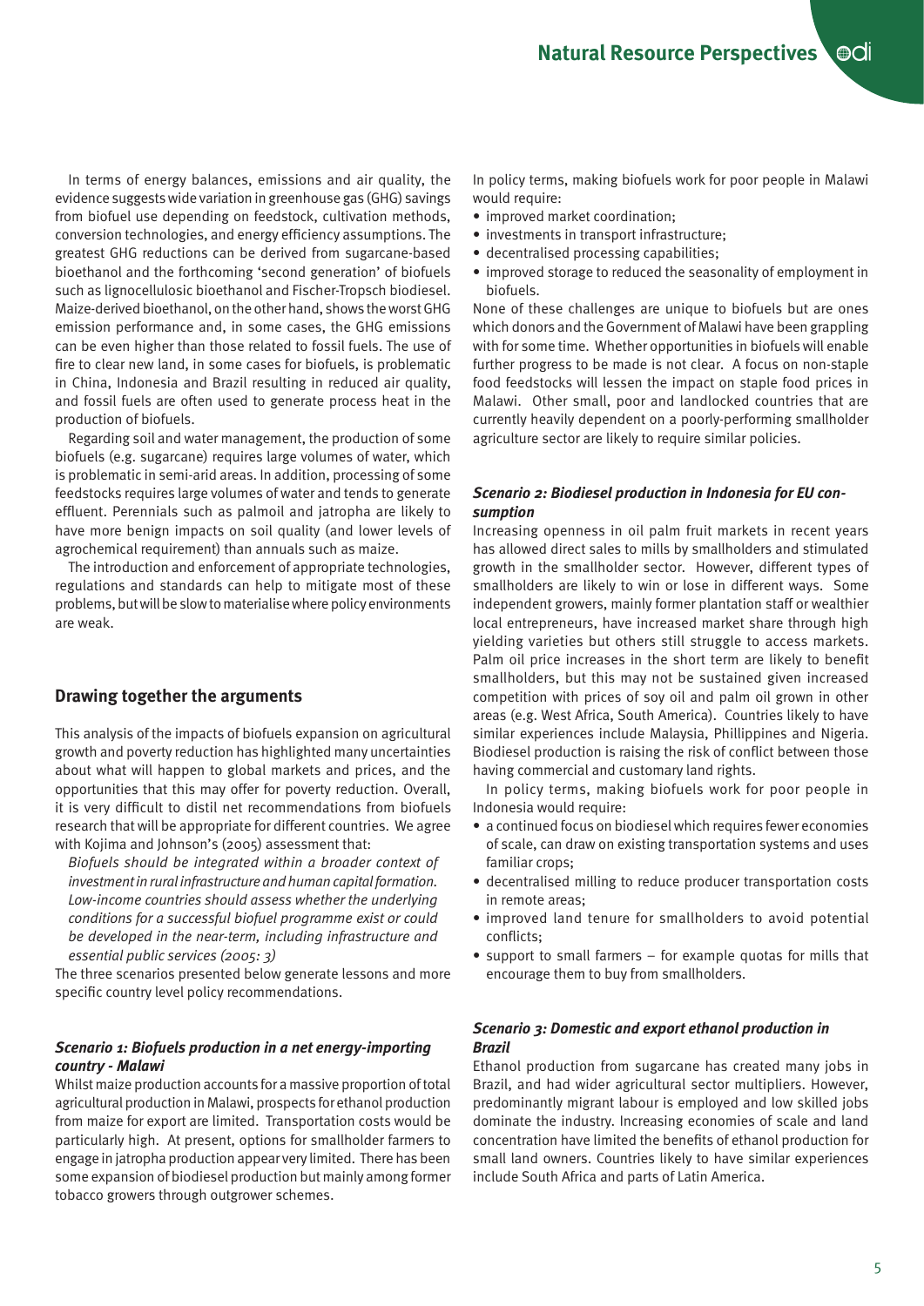In terms of energy balances, emissions and air quality, the evidence suggests wide variation in greenhouse gas (GHG) savings from biofuel use depending on feedstock, cultivation methods, conversion technologies, and energy efficiency assumptions. The greatest GHG reductions can be derived from sugarcane-based bioethanol and the forthcoming 'second generation' of biofuels such as lignocellulosic bioethanol and Fischer-Tropsch biodiesel. Maize-derived bioethanol, on the other hand, shows the worst GHG emission performance and, in some cases, the GHG emissions can be even higher than those related to fossil fuels. The use of fire to clear new land, in some cases for biofuels, is problematic in China, Indonesia and Brazil resulting in reduced air quality, and fossil fuels are often used to generate process heat in the production of biofuels.

Regarding soil and water management, the production of some biofuels (e.g. sugarcane) requires large volumes of water, which is problematic in semi-arid areas. In addition, processing of some feedstocks requires large volumes of water and tends to generate effluent. Perennials such as palmoil and jatropha are likely to have more benign impacts on soil quality (and lower levels of agrochemical requirement) than annuals such as maize.

The introduction and enforcement of appropriate technologies, regulations and standards can help to mitigate most of these problems, but will be slow to materialise where policy environments are weak.

## Drawing together the arguments

This analysis of the impacts of biofuels expansion on agricultural growth and poverty reduction has highlighted many uncertainties about what will happen to global markets and prices, and the opportunities that this may offer for poverty reduction. Overall, it is very difficult to distil net recommendations from biofuels research that will be appropriate for different countries. We agree with Kojima and Johnson's (2005) assessment that:

*Biofuels should be integrated within a broader context of investment in rural infrastructure and human capital formation. Low-income countries should assess whether the underlying conditions for a successful biofuel programme exist or could be developed in the near-term, including infrastructure and essential public services (2005: 3)*

The three scenarios presented below generate lessons and more specific country level policy recommendations.

### *Scenario 1: Biofuels production in a net energy-importing country - Malawi*

Whilst maize production accounts for a massive proportion of total agricultural production in Malawi, prospects for ethanol production from maize for export are limited. Transportation costs would be particularly high. At present, options for smallholder farmers to engage in jatropha production appear very limited. There has been some expansion of biodiesel production but mainly among former tobacco growers through outgrower schemes.

In policy terms, making biofuels work for poor people in Malawi would require:

- improved market coordination;
- investments in transport infrastructure;
- decentralised processing capabilities;
- improved storage to reduced the seasonality of employment in biofuels.

None of these challenges are unique to biofuels but are ones which donors and the Government of Malawi have been grappling with for some time. Whether opportunities in biofuels will enable further progress to be made is not clear. A focus on non-staple food feedstocks will lessen the impact on staple food prices in Malawi. Other small, poor and landlocked countries that are currently heavily dependent on a poorly-performing smallholder agriculture sector are likely to require similar policies.

### *Scenario 2: Biodiesel production in Indonesia for EU consumption*

Increasing openness in oil palm fruit markets in recent years has allowed direct sales to mills by smallholders and stimulated growth in the smallholder sector. However, different types of smallholders are likely to win or lose in different ways. Some independent growers, mainly former plantation staff or wealthier local entrepreneurs, have increased market share through high yielding varieties but others still struggle to access markets. Palm oil price increases in the short term are likely to benefit smallholders, but this may not be sustained given increased competition with prices of soy oil and palm oil grown in other areas (e.g. West Africa, South America). Countries likely to have similar experiences include Malaysia, Phillippines and Nigeria. Biodiesel production is raising the risk of conflict between those having commercial and customary land rights.

In policy terms, making biofuels work for poor people in Indonesia would require:

- a continued focus on biodiesel which requires fewer economies of scale, can draw on existing transportation systems and uses familiar crops;
- decentralised milling to reduce producer transportation costs in remote areas;
- improved land tenure for smallholders to avoid potential conflicts;
- support to small farmers – for example quotas for mills that encourage them to buy from smallholders.

### *Scenario 3: Domestic and export ethanol production in Brazil*

Ethanol production from sugarcane has created many jobs in Brazil, and had wider agricultural sector multipliers. However, predominantly migrant labour is employed and low skilled jobs dominate the industry. Increasing economies of scale and land concentration have limited the benefits of ethanol production for small land owners. Countries likely to have similar experiences include South Africa and parts of Latin America.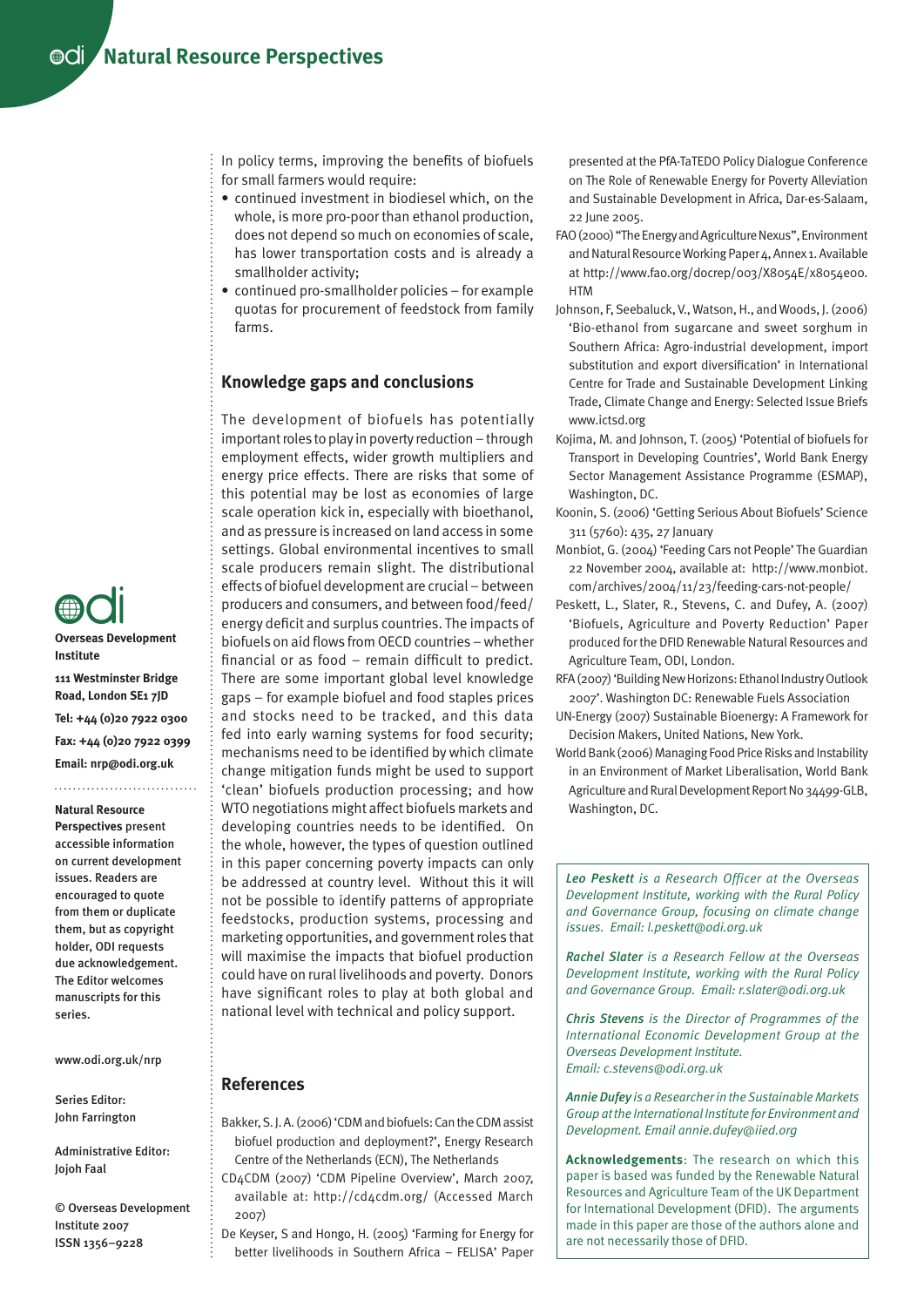In policy terms, improving the benefits of biofuels for small farmers would require:

- continued investment in biodiesel which, on the whole, is more pro-poor than ethanol production, does not depend so much on economies of scale, has lower transportation costs and is already a smallholder activity;
- continued pro-smallholder policies – for example quotas for procurement of feedstock from family farms.

## Knowledge gaps and conclusions

The development of biofuels has potentially important roles to play in poverty reduction – through employment effects, wider growth multipliers and energy price effects. There are risks that some of this potential may be lost as economies of large scale operation kick in, especially with bioethanol, and as pressure is increased on land access in some settings. Global environmental incentives to small scale producers remain slight. The distributional effects of biofuel development are crucial – between producers and consumers, and between food/feed/energy deficit and surplus countries. The impacts of biofuels on aid flows from OECD countries – whether financial or as food – remain difficult to predict. There are some important global level knowledge gaps – for example biofuel and food staples prices and stocks need to be tracked, and this data fed into early warning systems for food security; mechanisms need to be identified by which climate change mitigation funds might be used to support 'clean' biofuels production processing; and how WTO negotiations might affect biofuels markets and developing countries needs to be identified. On the whole, however, the types of question outlined in this paper concerning poverty impacts can only be addressed at country level. Without this it will not be possible to identify patterns of appropriate feedstocks, production systems, processing and marketing opportunities, and government roles that will maximise the impacts that biofuel production could have on rural livelihoods and poverty. Donors have significant roles to play at both global and national level with technical and policy support.

## References

Bakker, S. J. A. (2006) 'CDM and biofuels: Can the CDM assist biofuel production and deployment?', Energy Research Centre of the Netherlands (ECN), The Netherlands

CD4CDM (2007) 'CDM Pipeline Overview', March 2007, available at: http://cd4cdm.org/ (Accessed March 2007)

De Keyser, S and Hongo, H. (2005) 'Farming for Energy for better livelihoods in Southern Africa – FELISA' Paper presented at the PfA-TaTEDO Policy Dialogue Conference on The Role of Renewable Energy for Poverty Alleviation and Sustainable Development in Africa, Dar-es-Salaam, 22 June 2005.

FAO (2000) "The Energy and Agriculture Nexus", Environment and Natural Resource Working Paper 4, Annex 1. Available at http://www.fao.org/docrep/003/X8054E/x8054e00.HTM

Johnson, F, Seebaluck, V., Watson, H., and Woods, J. (2006) 'Bio-ethanol from sugarcane and sweet sorghum in Southern Africa: Agro-industrial development, import substitution and export diversification' in International Centre for Trade and Sustainable Development Linking Trade, Climate Change and Energy: Selected Issue Briefs www.ictsd.org

Kojima, M. and Johnson, T. (2005) 'Potential of biofuels for Transport in Developing Countries', World Bank Energy Sector Management Assistance Programme (ESMAP), Washington, DC.

Koonin, S. (2006) 'Getting Serious About Biofuels' Science 311 (5760): 435, 27 January

Monbiot, G. (2004) 'Feeding Cars not People' The Guardian 22 November 2004, available at: http://www.monbiot.com/archives/2004/11/23/feeding-cars-not-people/

Peskett, L., Slater, R., Stevens, C. and Dufey, A. (2007) 'Biofuels, Agriculture and Poverty Reduction' Paper produced for the DFID Renewable Natural Resources and Agriculture Team, ODI, London.

RFA (2007) 'Building New Horizons: Ethanol Industry Outlook 2007'. Washington DC: Renewable Fuels Association

UN-Energy (2007) Sustainable Bioenergy: A Framework for Decision Makers, United Nations, New York.

World Bank (2006) Managing Food Price Risks and Instability in an Environment of Market Liberalisation, World Bank Agriculture and Rural Development Report No 34499-GLB, Washington, DC.

***Leo Peskett*** *is a Research Officer at the Overseas Development Institute, working with the Rural Policy and Governance Group, focusing on climate change issues. Email: l.peskett@odi.org.uk*

***Rachel Slater*** *is a Research Fellow at the Overseas Development Institute, working with the Rural Policy and Governance Group. Email: r.slater@odi.org.uk*

***Chris Stevens*** *is the Director of Programmes of the International Economic Development Group at the Overseas Development Institute. Email: c.stevens@odi.org.uk*

***Annie Dufey*** *is a Researcher in the Sustainable Markets Group at the International Institute for Environment and Development. Email annie.dufey@iied.org*

**Acknowledgements**: The research on which this paper is based was funded by the Renewable Natural Resources and Agriculture Team of the UK Department for International Development (DFID). The arguments made in this paper are those of the authors alone and are not necessarily those of DFID.

**Overseas Development Institute**

**111 Westminster Bridge Road, London SE1 7JD**

**Tel: +44 (0)20 7922 0300**

**Fax: +44 (0)20 7922 0399**

**Email: nrp@odi.org.uk**

**Natural Resource Perspectives** present accessible information on current development issues. Readers are encouraged to quote from them or duplicate them, but as copyright holder, ODI requests due acknowledgement. The Editor welcomes manuscripts for this series.

www.odi.org.uk/nrp

Series Editor: John Farrington

Administrative Editor: Jojoh Faal

© Overseas Development Institute 2007
ISSN 1356–9228